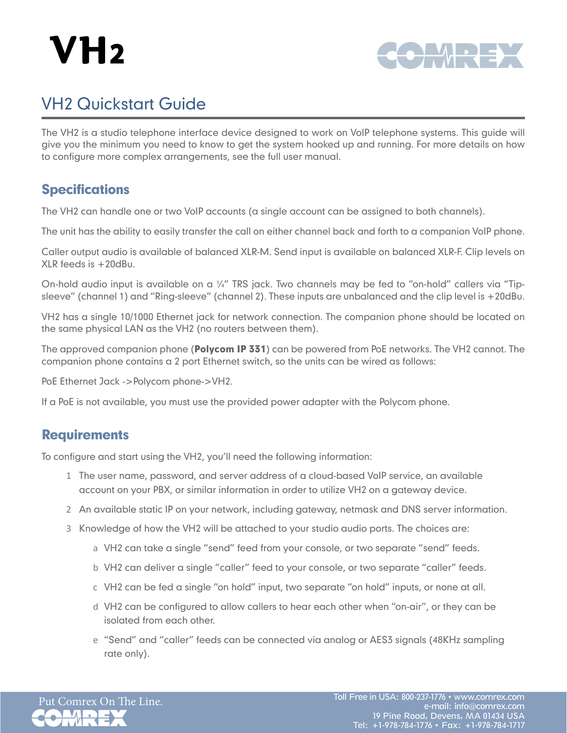# VH2

## VH2 Quickstart Guide

The VH2 is a studio telephone interface device designed to work on VoIP telephone systems. This guide will give you the minimum you need to know to get the system hooked up and running. For more details on how to configure more complex arrangements, see the full user manual.

### Specifications

The VH2 can handle one or two VoIP accounts (a single account can be assigned to both channels).

The unit has the ability to easily transfer the call on either channel back and forth to a companion VoIP phone.

Caller output audio is available of balanced XLR-M. Send input is available on balanced XLR-F. Clip levels on XLR feeds is +20dBu.

On-hold audio input is available on a ¼" TRS jack. Two channels may be fed to "on-hold" callers via "Tip-sleeve" (channel 1) and "Ring-sleeve" (channel 2). These inputs are unbalanced and the clip level is +20dBu.

VH2 has a single 10/1000 Ethernet jack for network connection. The companion phone should be located on the same physical LAN as the VH2 (no routers between them).

The approved companion phone (**Polycom IP 331**) can be powered from PoE networks. The VH2 cannot. The companion phone contains a 2 port Ethernet switch, so the units can be wired as follows:

PoE Ethernet Jack ->Polycom phone->VH2.

If a PoE is not available, you must use the provided power adapter with the Polycom phone.

### Requirements

To configure and start using the VH2, you'll need the following information:

1. The user name, password, and server address of a cloud-based VoIP service, an available account on your PBX, or similar information in order to utilize VH2 on a gateway device.
2. An available static IP on your network, including gateway, netmask and DNS server information.
3. Knowledge of how the VH2 will be attached to your studio audio ports. The choices are:
   a. VH2 can take a single "send" feed from your console, or two separate "send" feeds.
   b. VH2 can deliver a single "caller" feed to your console, or two separate "caller" feeds.
   c. VH2 can be fed a single "on hold" input, two separate "on hold" inputs, or none at all.
   d. VH2 can be configured to allow callers to hear each other when "on-air", or they can be isolated from each other.
   e. "Send" and "caller" feeds can be connected via analog or AES3 signals (48KHz sampling rate only).

Put Comrex On The Line.

Toll Free in USA: 800-237-1776 • www.comrex.com
e-mail: info@comrex.com
19 Pine Road, Devens, MA 01434 USA
Tel: +1-978-784-1776 • Fax: +1-978-784-1717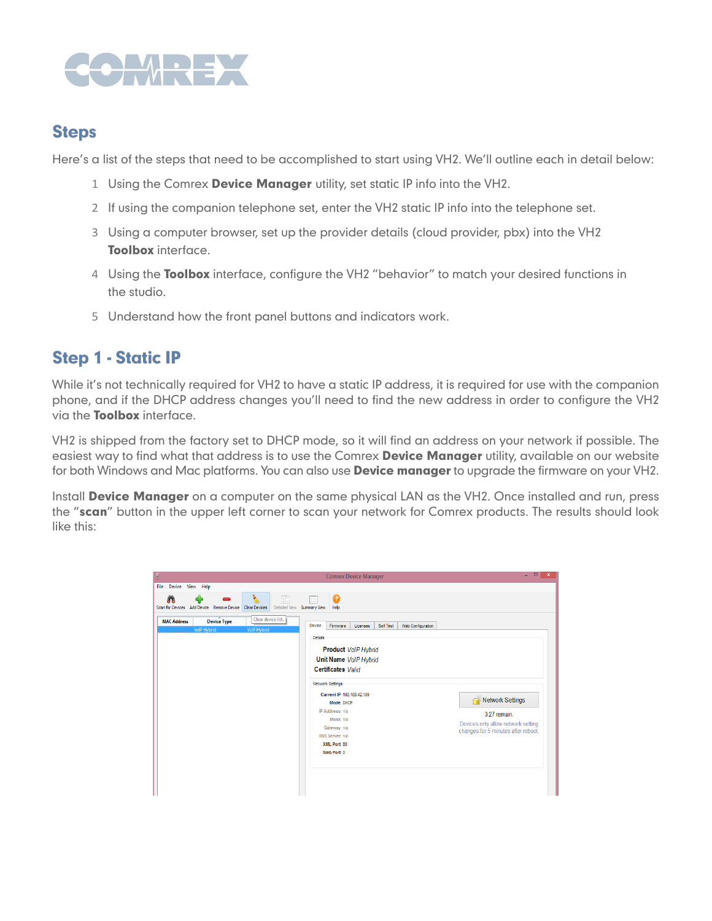## Steps

Here's a list of the steps that need to be accomplished to start using VH2. We'll outline each in detail below:

1. Using the Comrex **Device Manager** utility, set static IP info into the VH2.
2. If using the companion telephone set, enter the VH2 static IP info into the telephone set.
3. Using a computer browser, set up the provider details (cloud provider, pbx) into the VH2 **Toolbox** interface.
4. Using the **Toolbox** interface, configure the VH2 "behavior" to match your desired functions in the studio.
5. Understand how the front panel buttons and indicators work.

## Step 1 - Static IP

While it's not technically required for VH2 to have a static IP address, it is required for use with the companion phone, and if the DHCP address changes you'll need to find the new address in order to configure the VH2 via the **Toolbox** interface.

VH2 is shipped from the factory set to DHCP mode, so it will find an address on your network if possible. The easiest way to find what that address is to use the Comrex **Device Manager** utility, available on our website for both Windows and Mac platforms. You can also use **Device manager** to upgrade the firmware on your VH2.

Install **Device Manager** on a computer on the same physical LAN as the VH2. Once installed and run, press the "**scan**" button in the upper left corner to scan your network for Comrex products. The results should look like this: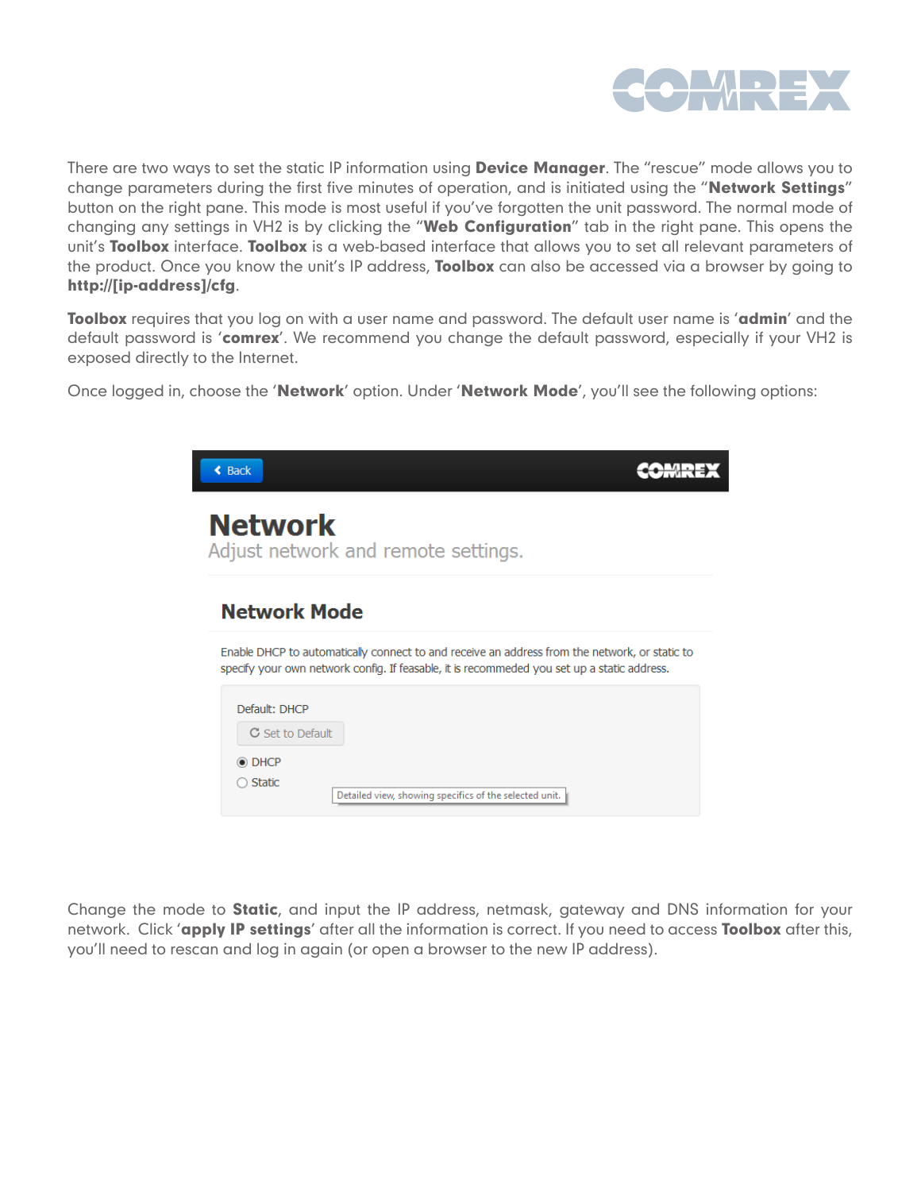There are two ways to set the static IP information using **Device Manager**. The "rescue" mode allows you to change parameters during the first five minutes of operation, and is initiated using the "**Network Settings**" button on the right pane. This mode is most useful if you've forgotten the unit password. The normal mode of changing any settings in VH2 is by clicking the "**Web Configuration**" tab in the right pane. This opens the unit's **Toolbox** interface. **Toolbox** is a web-based interface that allows you to set all relevant parameters of the product. Once you know the unit's IP address, **Toolbox** can also be accessed via a browser by going to **http://[ip-address]/cfg**.

**Toolbox** requires that you log on with a user name and password. The default user name is '**admin**' and the default password is '**comrex**'. We recommend you change the default password, especially if your VH2 is exposed directly to the Internet.

Once logged in, choose the '**Network**' option. Under '**Network Mode**', you'll see the following options:

Back

**Network**

Adjust network and remote settings.

**Network Mode**

Enable DHCP to automatically connect to and receive an address from the network, or static to specify your own network config. If feasable, it is recommended you set up a static address.

Default: DHCP

Set to Default

- (•) DHCP
- ( ) Static

Detailed view, showing specifics of the selected unit.

Change the mode to **Static**, and input the IP address, netmask, gateway and DNS information for your network. Click '**apply IP settings**' after all the information is correct. If you need to access **Toolbox** after this, you'll need to rescan and log in again (or open a browser to the new IP address).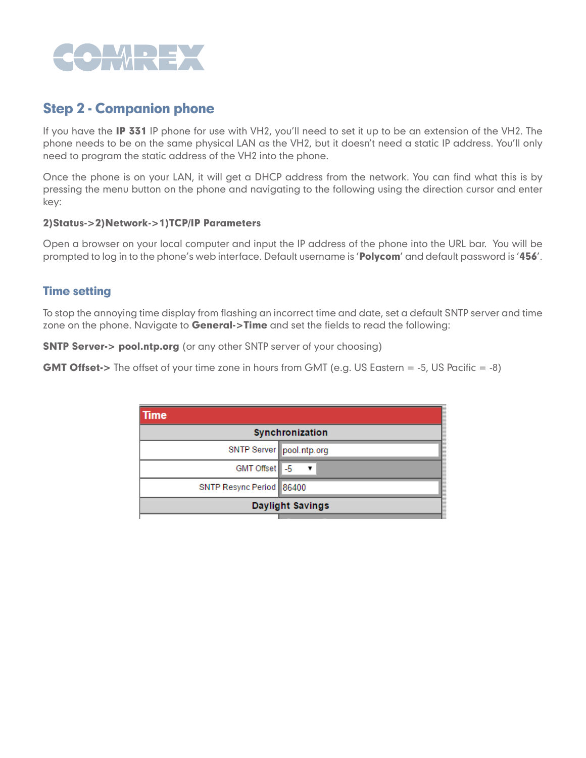## Step 2 - Companion phone

If you have the **IP 331** IP phone for use with VH2, you'll need to set it up to be an extension of the VH2. The phone needs to be on the same physical LAN as the VH2, but it doesn't need a static IP address. You'll only need to program the static address of the VH2 into the phone.

Once the phone is on your LAN, it will get a DHCP address from the network. You can find what this is by pressing the menu button on the phone and navigating to the following using the direction cursor and enter key:

**2)Status->2)Network->1)TCP/IP Parameters**

Open a browser on your local computer and input the IP address of the phone into the URL bar. You will be prompted to log in to the phone's web interface. Default username is '**Polycom**' and default password is '**456**'.

### Time setting

To stop the annoying time display from flashing an incorrect time and date, set a default SNTP server and time zone on the phone. Navigate to **General->Time** and set the fields to read the following:

**SNTP Server-> pool.ntp.org** (or any other SNTP server of your choosing)

**GMT Offset->** The offset of your time zone in hours from GMT (e.g. US Eastern = -5, US Pacific = -8)

| Time | |
|---|---|
| **Synchronization** | |
| SNTP Server | pool.ntp.org |
| GMT Offset | -5 |
| SNTP Resync Period | 86400 |
| **Daylight Savings** | |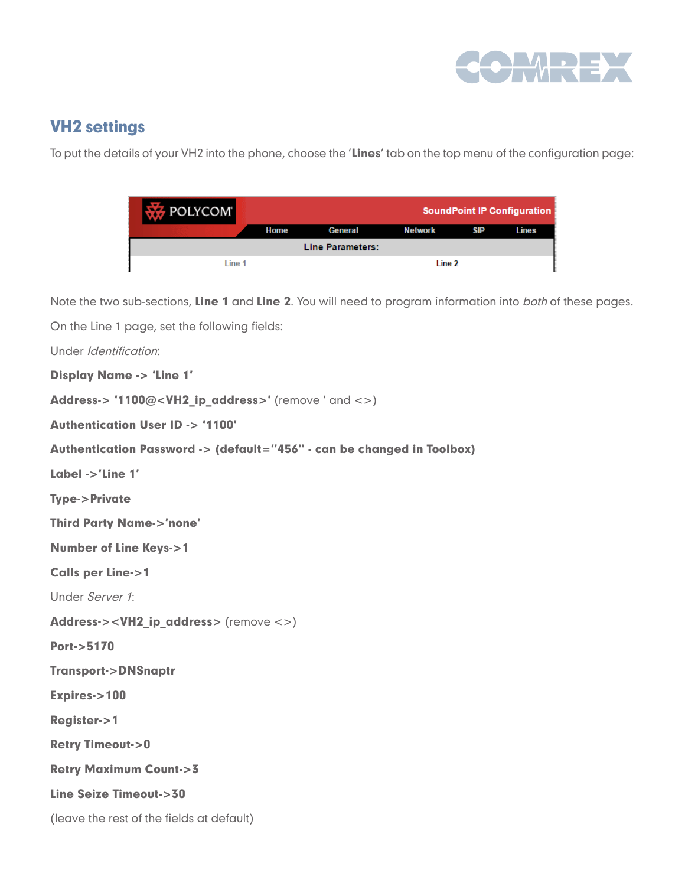## VH2 settings

To put the details of your VH2 into the phone, choose the '**Lines**' tab on the top menu of the configuration page:

Note the two sub-sections, **Line 1** and **Line 2**. You will need to program information into *both* of these pages.

On the Line 1 page, set the following fields:

Under *Identification*:

**Display Name -> 'Line 1'**

**Address-> '1100@<VH2_ip_address>'** (remove ' and <>)

**Authentication User ID -> '1100'**

**Authentication Password -> (default="456" - can be changed in Toolbox)**

**Label ->'Line 1'**

**Type->Private**

**Third Party Name->'none'**

**Number of Line Keys->1**

**Calls per Line->1**

Under *Server 1*:

**Address-><VH2_ip_address>** (remove <>)

**Port->5170**

**Transport->DNSnaptr**

**Expires->100**

**Register->1**

**Retry Timeout->0**

**Retry Maximum Count->3**

**Line Seize Timeout->30**

(leave the rest of the fields at default)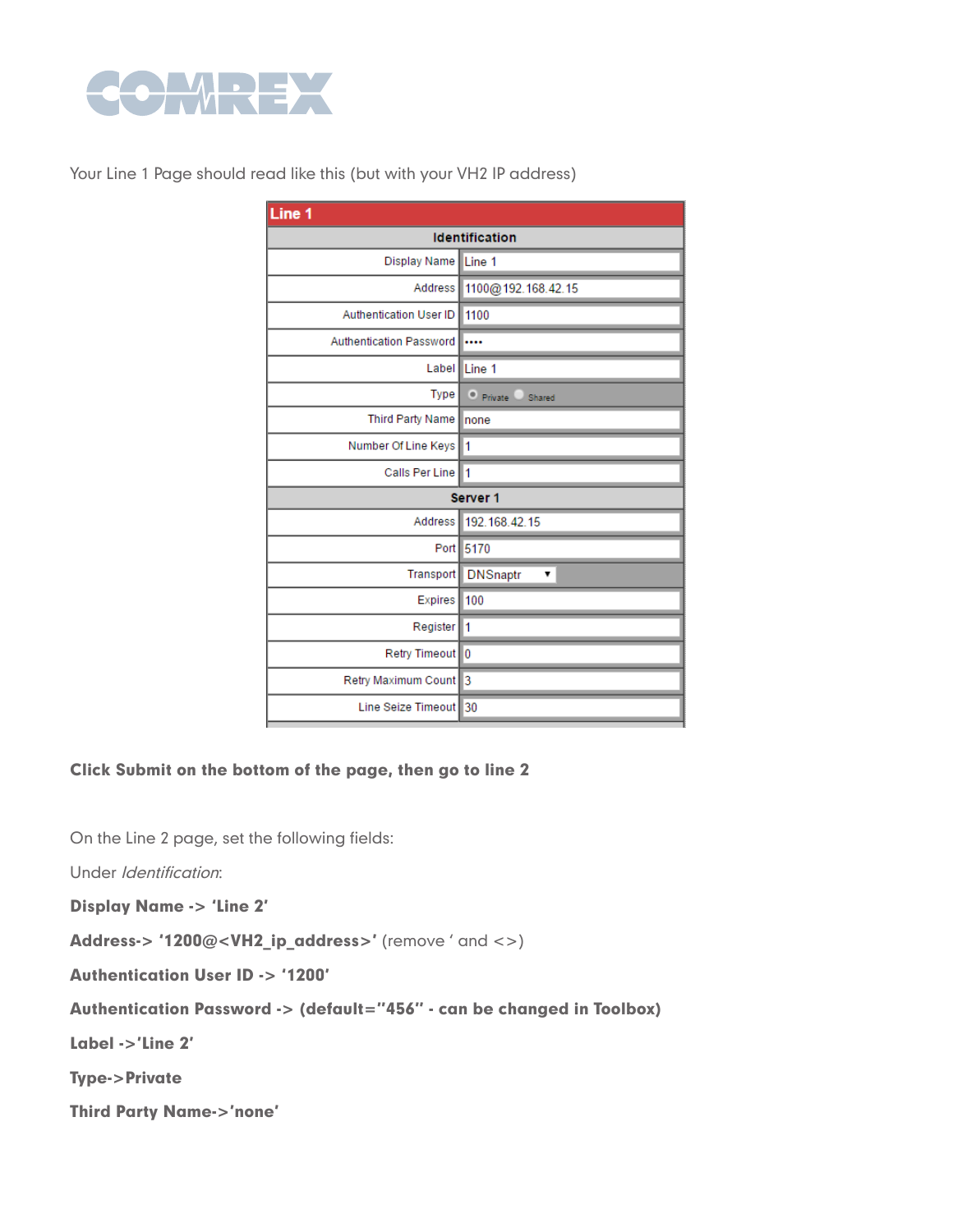Your Line 1 Page should read like this (but with your VH2 IP address)

| Line 1 | |
|---|---|
| **Identification** | |
| Display Name | Line 1 |
| Address | 1100@192.168.42.15 |
| Authentication User ID | 1100 |
| Authentication Password | •••• |
| Label | Line 1 |
| Type | Private Shared |
| Third Party Name | none |
| Number Of Line Keys | 1 |
| Calls Per Line | 1 |
| **Server 1** | |
| Address | 192.168.42.15 |
| Port | 5170 |
| Transport | DNSnaptr |
| Expires | 100 |
| Register | 1 |
| Retry Timeout | 0 |
| Retry Maximum Count | 3 |
| Line Seize Timeout | 30 |

**Click Submit on the bottom of the page, then go to line 2**

On the Line 2 page, set the following fields:

Under *Identification*:

**Display Name -> 'Line 2'**

**Address-> '1200@<VH2_ip_address>'** (remove ' and <>)

**Authentication User ID -> '1200'**

**Authentication Password -> (default="456" - can be changed in Toolbox)**

**Label ->'Line 2'**

**Type->Private**

**Third Party Name->'none'**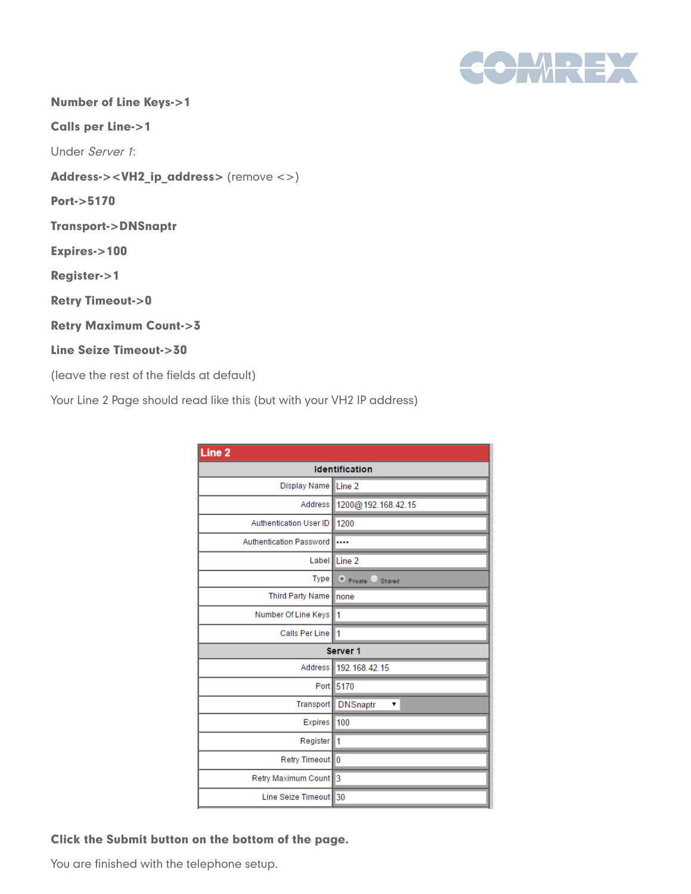**Number of Line Keys->1**

**Calls per Line->1**

Under *Server 1*:

**Address-><VH2_ip_address>** (remove <>)

**Port->5170**

**Transport->DNSnaptr**

**Expires->100**

**Register->1**

**Retry Timeout->0**

**Retry Maximum Count->3**

**Line Seize Timeout->30**

(leave the rest of the fields at default)

Your Line 2 Page should read like this (but with your VH2 IP address)

| Line 2 | |
|---|---|
| **Identification** | |
| Display Name | Line 2 |
| Address | 1200@192.168.42.15 |
| Authentication User ID | 1200 |
| Authentication Password | •••• |
| Label | Line 2 |
| Type | ● Private ○ Shared |
| Third Party Name | none |
| Number Of Line Keys | 1 |
| Calls Per Line | 1 |
| **Server 1** | |
| Address | 192.168.42.15 |
| Port | 5170 |
| Transport | DNSnaptr |
| Expires | 100 |
| Register | 1 |
| Retry Timeout | 0 |
| Retry Maximum Count | 3 |
| Line Seize Timeout | 30 |

**Click the Submit button on the bottom of the page.**

You are finished with the telephone setup.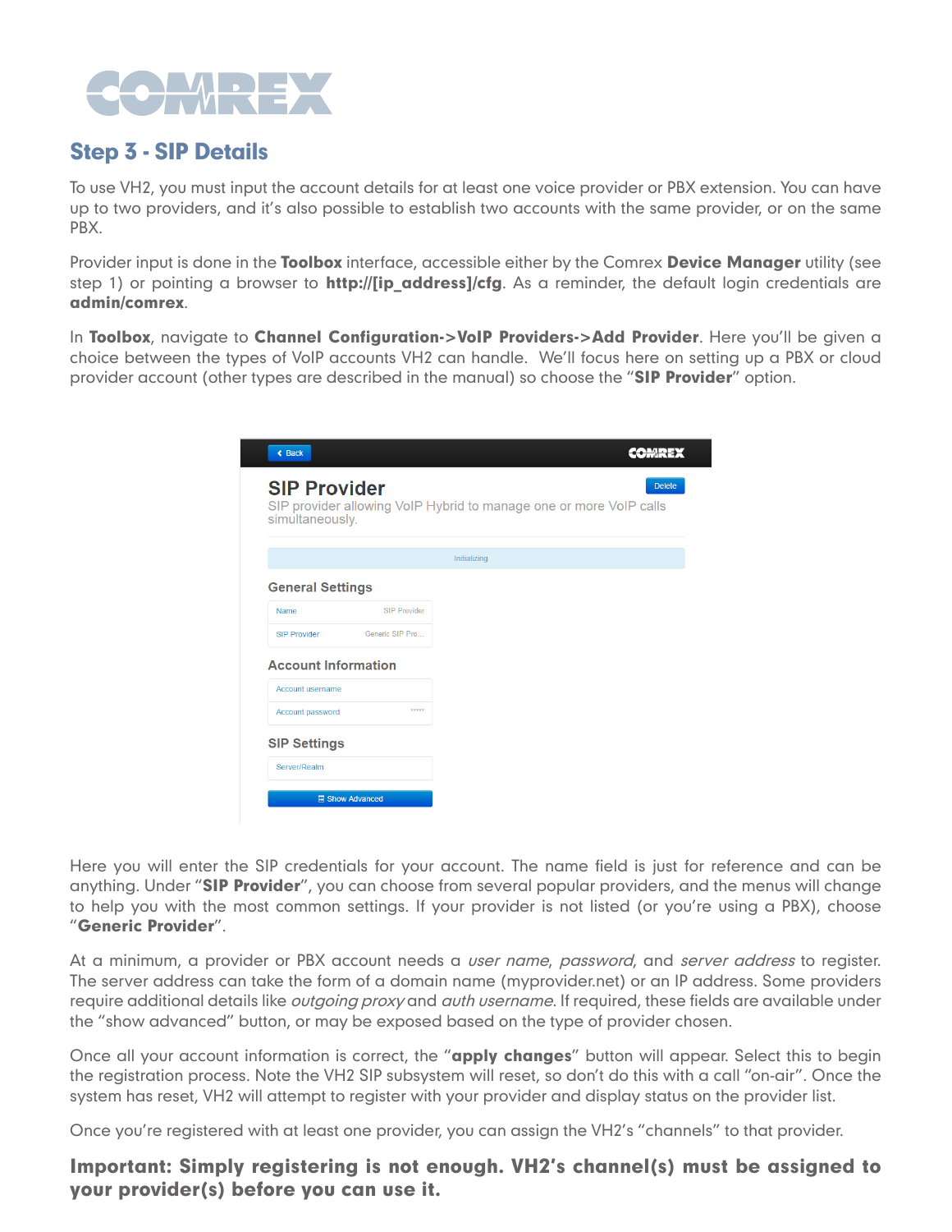## Step 3 - SIP Details

To use VH2, you must input the account details for at least one voice provider or PBX extension. You can have up to two providers, and it's also possible to establish two accounts with the same provider, or on the same PBX.

Provider input is done in the **Toolbox** interface, accessible either by the Comrex **Device Manager** utility (see step 1) or pointing a browser to **http://[ip_address]/cfg**. As a reminder, the default login credentials are **admin/comrex**.

In **Toolbox**, navigate to **Channel Configuration->VoIP Providers->Add Provider**. Here you'll be given a choice between the types of VoIP accounts VH2 can handle. We'll focus here on setting up a PBX or cloud provider account (other types are described in the manual) so choose the "**SIP Provider**" option.

Here you will enter the SIP credentials for your account. The name field is just for reference and can be anything. Under "**SIP Provider**", you can choose from several popular providers, and the menus will change to help you with the most common settings. If your provider is not listed (or you're using a PBX), choose "**Generic Provider**".

At a minimum, a provider or PBX account needs a *user name*, *password*, and *server address* to register. The server address can take the form of a domain name (myprovider.net) or an IP address. Some providers require additional details like *outgoing proxy* and *auth username*. If required, these fields are available under the "show advanced" button, or may be exposed based on the type of provider chosen.

Once all your account information is correct, the "**apply changes**" button will appear. Select this to begin the registration process. Note the VH2 SIP subsystem will reset, so don't do this with a call "on-air". Once the system has reset, VH2 will attempt to register with your provider and display status on the provider list.

Once you're registered with at least one provider, you can assign the VH2's "channels" to that provider.

**Important: Simply registering is not enough. VH2's channel(s) must be assigned to your provider(s) before you can use it.**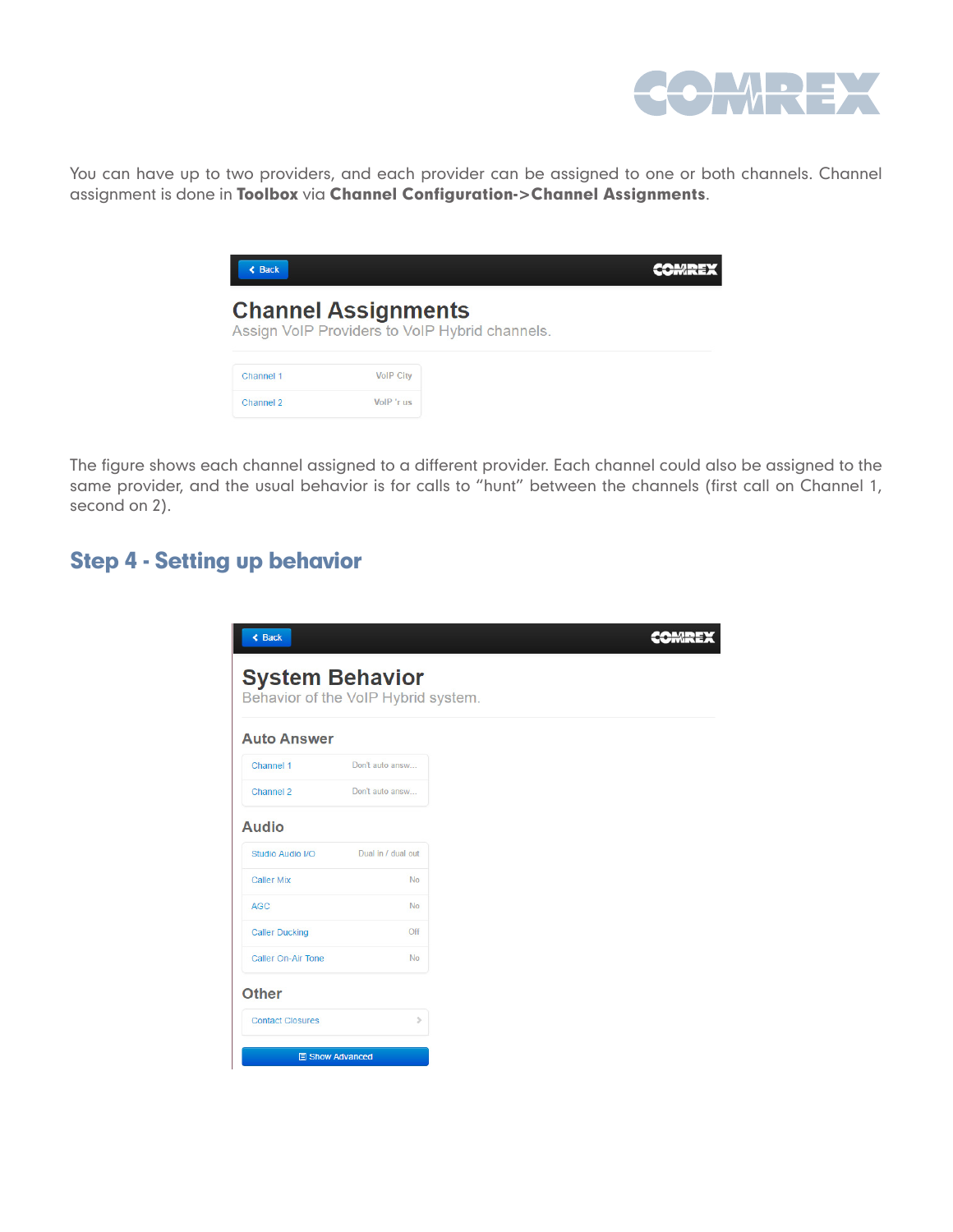You can have up to two providers, and each provider can be assigned to one or both channels. Channel assignment is done in **Toolbox** via **Channel Configuration->Channel Assignments**.

**Channel Assignments**

Assign VoIP Providers to VoIP Hybrid channels.

| | |
|---|---|
| Channel 1 | VoIP City |
| Channel 2 | VoIP 'r us |

The figure shows each channel assigned to a different provider. Each channel could also be assigned to the same provider, and the usual behavior is for calls to "hunt" between the channels (first call on Channel 1, second on 2).

## Step 4 - Setting up behavior

**System Behavior**

Behavior of the VoIP Hybrid system.

**Auto Answer**

| | |
|---|---|
| Channel 1 | Don't auto answ... |
| Channel 2 | Don't auto answ... |

**Audio**

| | |
|---|---|
| Studio Audio I/O | Dual in / dual out |
| Caller Mix | No |
| AGC | No |
| Caller Ducking | Off |
| Caller On-Air Tone | No |

**Other**

Contact Closures

Show Advanced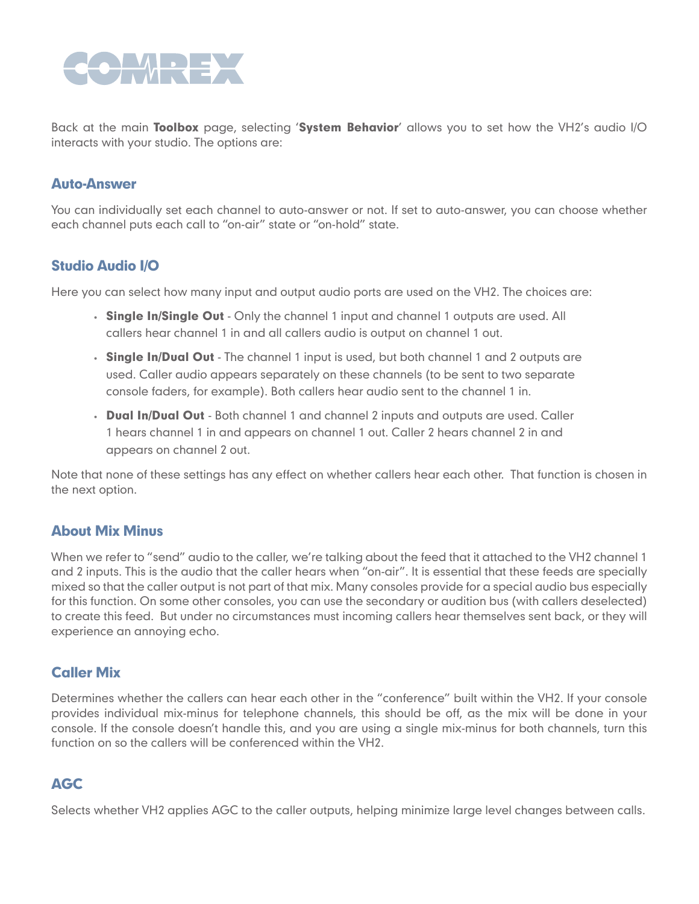Back at the main **Toolbox** page, selecting '**System Behavior**' allows you to set how the VH2's audio I/O interacts with your studio. The options are:

### Auto-Answer

You can individually set each channel to auto-answer or not. If set to auto-answer, you can choose whether each channel puts each call to "on-air" state or "on-hold" state.

### Studio Audio I/O

Here you can select how many input and output audio ports are used on the VH2. The choices are:

- **Single In/Single Out** - Only the channel 1 input and channel 1 outputs are used. All callers hear channel 1 in and all callers audio is output on channel 1 out.
- **Single In/Dual Out** - The channel 1 input is used, but both channel 1 and 2 outputs are used. Caller audio appears separately on these channels (to be sent to two separate console faders, for example). Both callers hear audio sent to the channel 1 in.
- **Dual In/Dual Out** - Both channel 1 and channel 2 inputs and outputs are used. Caller 1 hears channel 1 in and appears on channel 1 out. Caller 2 hears channel 2 in and appears on channel 2 out.

Note that none of these settings has any effect on whether callers hear each other. That function is chosen in the next option.

### About Mix Minus

When we refer to "send" audio to the caller, we're talking about the feed that it attached to the VH2 channel 1 and 2 inputs. This is the audio that the caller hears when "on-air". It is essential that these feeds are specially mixed so that the caller output is not part of that mix. Many consoles provide for a special audio bus especially for this function. On some other consoles, you can use the secondary or audition bus (with callers deselected) to create this feed. But under no circumstances must incoming callers hear themselves sent back, or they will experience an annoying echo.

### Caller Mix

Determines whether the callers can hear each other in the "conference" built within the VH2. If your console provides individual mix-minus for telephone channels, this should be off, as the mix will be done in your console. If the console doesn't handle this, and you are using a single mix-minus for both channels, turn this function on so the callers will be conferenced within the VH2.

### AGC

Selects whether VH2 applies AGC to the caller outputs, helping minimize large level changes between calls.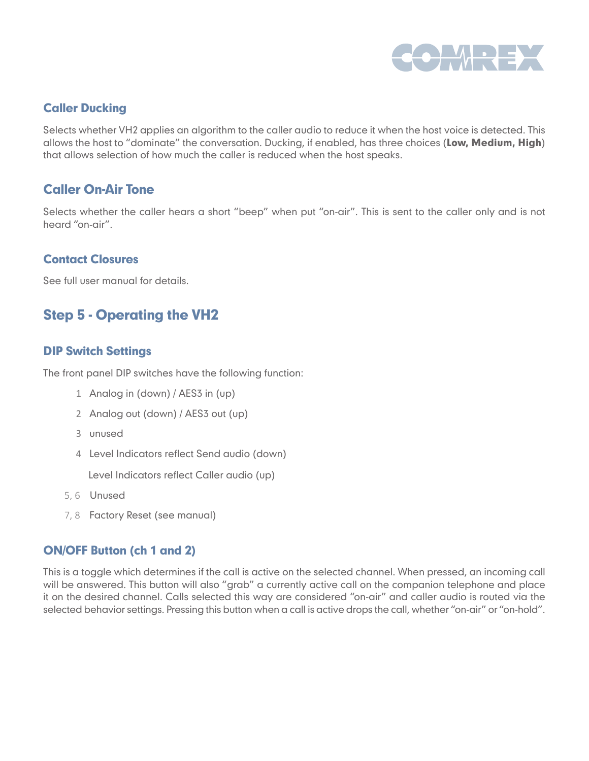### Caller Ducking

Selects whether VH2 applies an algorithm to the caller audio to reduce it when the host voice is detected. This allows the host to "dominate" the conversation. Ducking, if enabled, has three choices (**Low, Medium, High**) that allows selection of how much the caller is reduced when the host speaks.

### Caller On-Air Tone

Selects whether the caller hears a short "beep" when put "on-air". This is sent to the caller only and is not heard "on-air".

### Contact Closures

See full user manual for details.

## Step 5 - Operating the VH2

### DIP Switch Settings

The front panel DIP switches have the following function:

- 1 Analog in (down) / AES3 in (up)
- 2 Analog out (down) / AES3 out (up)
- 3 unused
- 4 Level Indicators reflect Send audio (down)

  Level Indicators reflect Caller audio (up)
- 5, 6 Unused
- 7, 8 Factory Reset (see manual)

### ON/OFF Button (ch 1 and 2)

This is a toggle which determines if the call is active on the selected channel. When pressed, an incoming call will be answered. This button will also "grab" a currently active call on the companion telephone and place it on the desired channel. Calls selected this way are considered "on-air" and caller audio is routed via the selected behavior settings. Pressing this button when a call is active drops the call, whether "on-air" or "on-hold".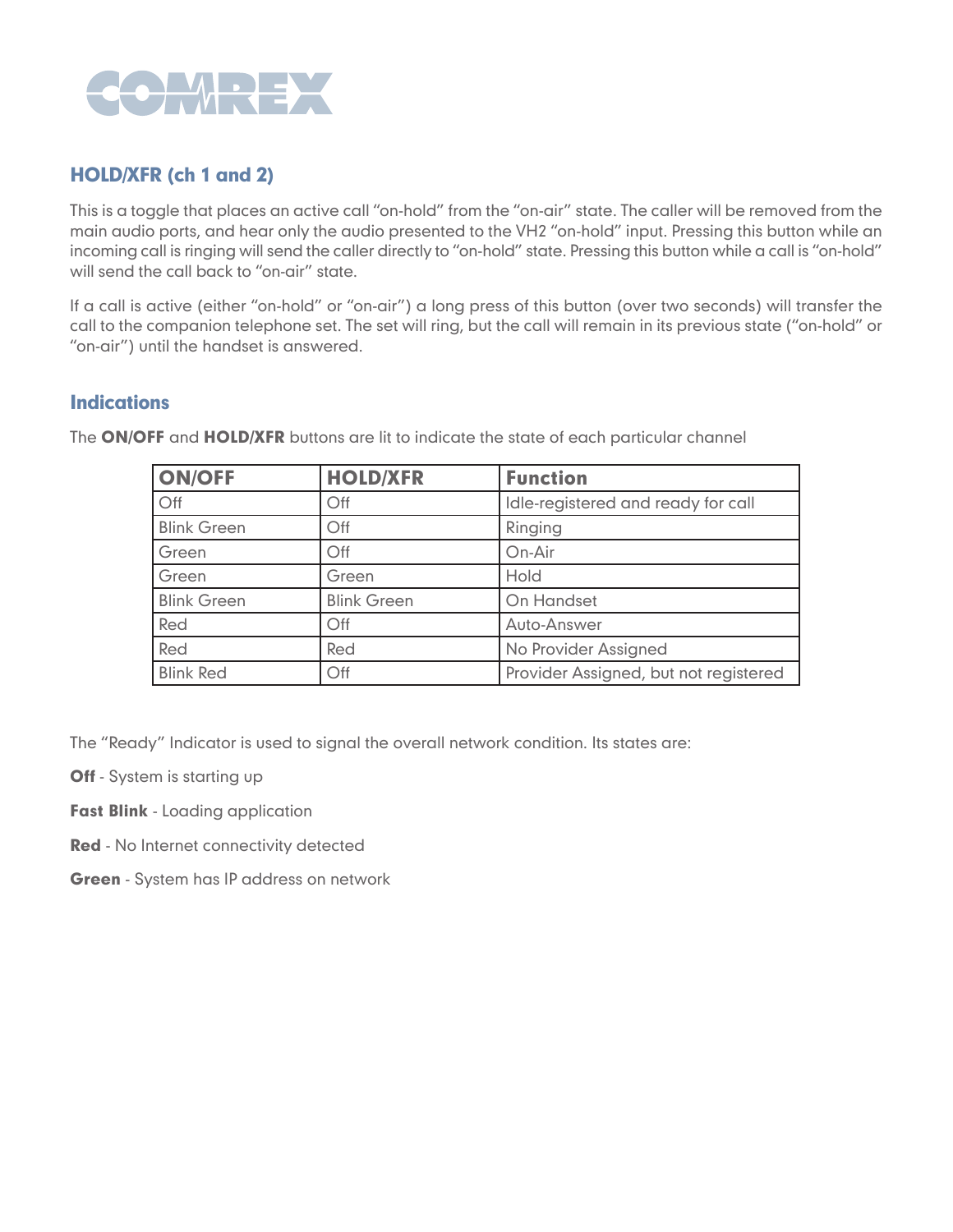## HOLD/XFR (ch 1 and 2)

This is a toggle that places an active call "on-hold" from the "on-air" state. The caller will be removed from the main audio ports, and hear only the audio presented to the VH2 "on-hold" input. Pressing this button while an incoming call is ringing will send the caller directly to "on-hold" state. Pressing this button while a call is "on-hold" will send the call back to "on-air" state.

If a call is active (either "on-hold" or "on-air") a long press of this button (over two seconds) will transfer the call to the companion telephone set. The set will ring, but the call will remain in its previous state ("on-hold" or "on-air") until the handset is answered.

## Indications

The **ON/OFF** and **HOLD/XFR** buttons are lit to indicate the state of each particular channel

| ON/OFF | HOLD/XFR | Function |
| --- | --- | --- |
| Off | Off | Idle-registered and ready for call |
| Blink Green | Off | Ringing |
| Green | Off | On-Air |
| Green | Green | Hold |
| Blink Green | Blink Green | On Handset |
| Red | Off | Auto-Answer |
| Red | Red | No Provider Assigned |
| Blink Red | Off | Provider Assigned, but not registered |

The "Ready" Indicator is used to signal the overall network condition. Its states are:

**Off** - System is starting up

**Fast Blink** - Loading application

**Red** - No Internet connectivity detected

**Green** - System has IP address on network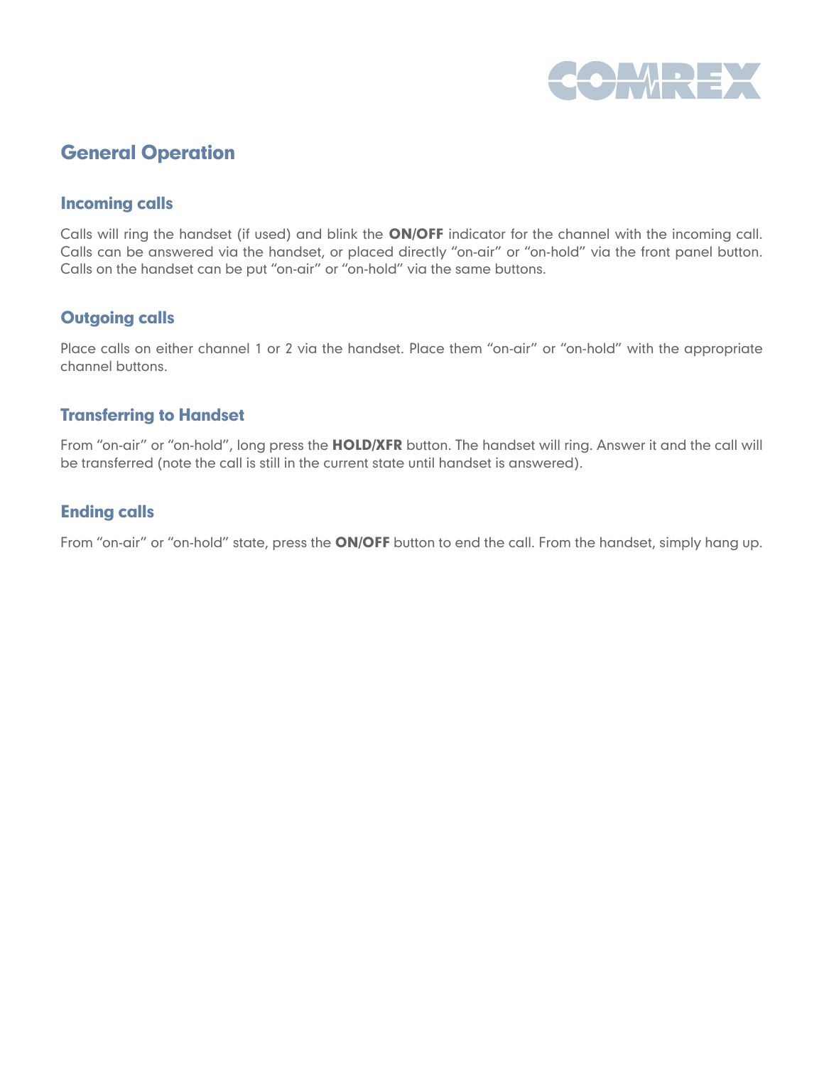# General Operation

## Incoming calls

Calls will ring the handset (if used) and blink the **ON/OFF** indicator for the channel with the incoming call. Calls can be answered via the handset, or placed directly “on-air” or “on-hold” via the front panel button. Calls on the handset can be put “on-air” or “on-hold” via the same buttons.

## Outgoing calls

Place calls on either channel 1 or 2 via the handset. Place them “on-air” or “on-hold” with the appropriate channel buttons.

## Transferring to Handset

From “on-air” or “on-hold”, long press the **HOLD/XFR** button. The handset will ring. Answer it and the call will be transferred (note the call is still in the current state until handset is answered).

## Ending calls

From “on-air” or “on-hold” state, press the **ON/OFF** button to end the call. From the handset, simply hang up.